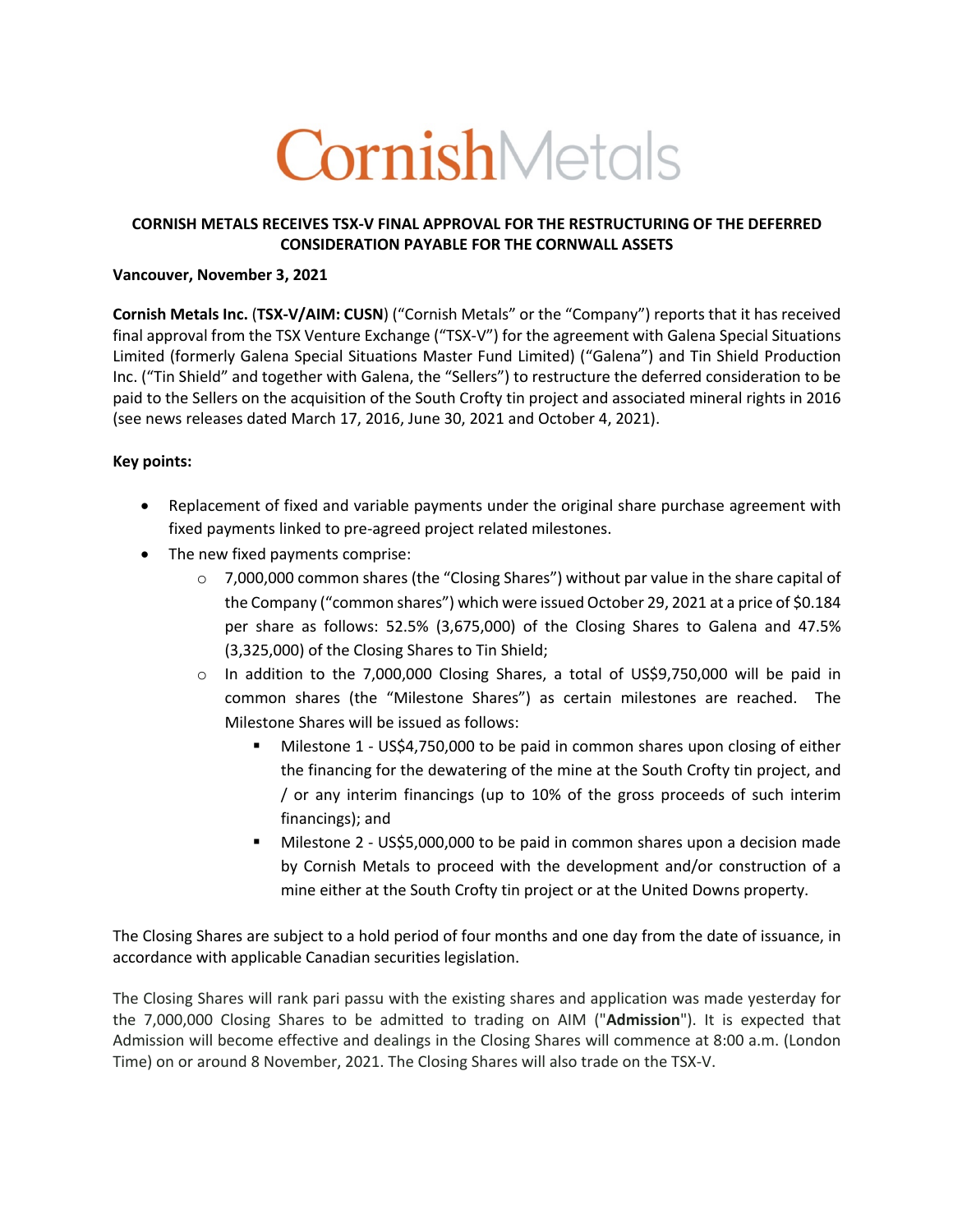# CornishMetals

## CORNISH METALS RECEIVES TSX-V FINAL APPROVAL FOR THE RESTRUCTURING OF THE DEFERRED CONSIDERATION PAYABLE FOR THE CORNWALL ASSETS

**Vancouver, November 3, 2021**

**Cornish Metals Inc.** (**TSX-V/AIM: CUSN**) ("Cornish Metals" or the "Company") reports that it has received final approval from the TSX Venture Exchange ("TSX-V") for the agreement with Galena Special Situations Limited (formerly Galena Special Situations Master Fund Limited) ("Galena") and Tin Shield Production Inc. ("Tin Shield" and together with Galena, the "Sellers") to restructure the deferred consideration to be paid to the Sellers on the acquisition of the South Crofty tin project and associated mineral rights in 2016 (see news releases dated March 17, 2016, June 30, 2021 and October 4, 2021).

**Key points:**

- Replacement of fixed and variable payments under the original share purchase agreement with fixed payments linked to pre-agreed project related milestones.
- The new fixed payments comprise:
  - 7,000,000 common shares (the "Closing Shares") without par value in the share capital of the Company ("common shares") which were issued October 29, 2021 at a price of $0.184 per share as follows: 52.5% (3,675,000) of the Closing Shares to Galena and 47.5% (3,325,000) of the Closing Shares to Tin Shield;
  - In addition to the 7,000,000 Closing Shares, a total of US$9,750,000 will be paid in common shares (the "Milestone Shares") as certain milestones are reached. The Milestone Shares will be issued as follows:
    - Milestone 1 - US$4,750,000 to be paid in common shares upon closing of either the financing for the dewatering of the mine at the South Crofty tin project, and / or any interim financings (up to 10% of the gross proceeds of such interim financings); and
    - Milestone 2 - US$5,000,000 to be paid in common shares upon a decision made by Cornish Metals to proceed with the development and/or construction of a mine either at the South Crofty tin project or at the United Downs property.

The Closing Shares are subject to a hold period of four months and one day from the date of issuance, in accordance with applicable Canadian securities legislation.

The Closing Shares will rank pari passu with the existing shares and application was made yesterday for the 7,000,000 Closing Shares to be admitted to trading on AIM ("**Admission**"). It is expected that Admission will become effective and dealings in the Closing Shares will commence at 8:00 a.m. (London Time) on or around 8 November, 2021. The Closing Shares will also trade on the TSX-V.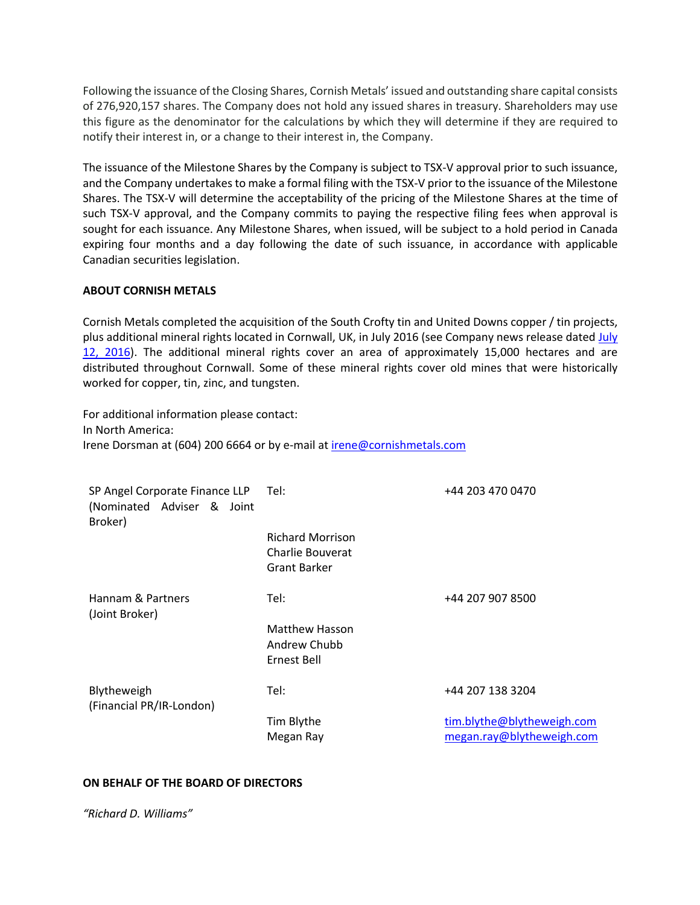Following the issuance of the Closing Shares, Cornish Metals' issued and outstanding share capital consists of 276,920,157 shares. The Company does not hold any issued shares in treasury. Shareholders may use this figure as the denominator for the calculations by which they will determine if they are required to notify their interest in, or a change to their interest in, the Company.

The issuance of the Milestone Shares by the Company is subject to TSX-V approval prior to such issuance, and the Company undertakes to make a formal filing with the TSX-V prior to the issuance of the Milestone Shares. The TSX-V will determine the acceptability of the pricing of the Milestone Shares at the time of such TSX-V approval, and the Company commits to paying the respective filing fees when approval is sought for each issuance. Any Milestone Shares, when issued, will be subject to a hold period in Canada expiring four months and a day following the date of such issuance, in accordance with applicable Canadian securities legislation.

**ABOUT CORNISH METALS**

Cornish Metals completed the acquisition of the South Crofty tin and United Downs copper / tin projects, plus additional mineral rights located in Cornwall, UK, in July 2016 (see Company news release dated July 12, 2016). The additional mineral rights cover an area of approximately 15,000 hectares and are distributed throughout Cornwall. Some of these mineral rights cover old mines that were historically worked for copper, tin, zinc, and tungsten.

For additional information please contact:
In North America:
Irene Dorsman at (604) 200 6664 or by e-mail at irene@cornishmetals.com

| | | |
|---|---|---|
| SP Angel Corporate Finance LLP (Nominated Adviser & Joint Broker) | Tel: | +44 203 470 0470 |
| | Richard Morrison<br>Charlie Bouverat<br>Grant Barker | |
| Hannam & Partners (Joint Broker) | Tel: | +44 207 907 8500 |
| | Matthew Hasson<br>Andrew Chubb<br>Ernest Bell | |
| Blytheweigh (Financial PR/IR-London) | Tel: | +44 207 138 3204 |
| | Tim Blythe<br>Megan Ray | tim.blythe@blytheweigh.com<br>megan.ray@blytheweigh.com |

**ON BEHALF OF THE BOARD OF DIRECTORS**

*"Richard D. Williams"*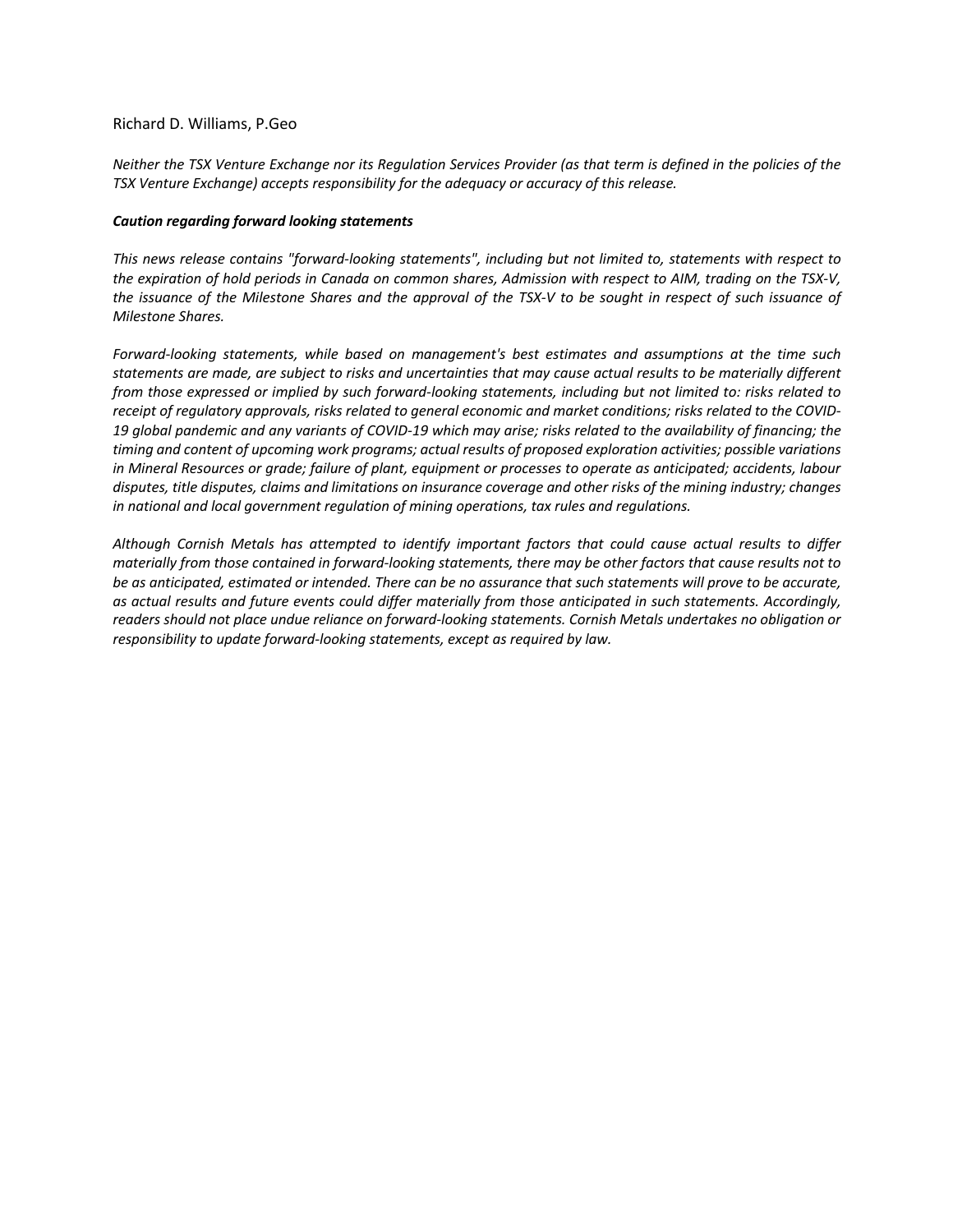Richard D. Williams, P.Geo

*Neither the TSX Venture Exchange nor its Regulation Services Provider (as that term is defined in the policies of the TSX Venture Exchange) accepts responsibility for the adequacy or accuracy of this release.*

***Caution regarding forward looking statements***

*This news release contains "forward-looking statements", including but not limited to, statements with respect to the expiration of hold periods in Canada on common shares, Admission with respect to AIM, trading on the TSX-V, the issuance of the Milestone Shares and the approval of the TSX-V to be sought in respect of such issuance of Milestone Shares.*

*Forward-looking statements, while based on management's best estimates and assumptions at the time such statements are made, are subject to risks and uncertainties that may cause actual results to be materially different from those expressed or implied by such forward-looking statements, including but not limited to: risks related to receipt of regulatory approvals, risks related to general economic and market conditions; risks related to the COVID-19 global pandemic and any variants of COVID-19 which may arise; risks related to the availability of financing; the timing and content of upcoming work programs; actual results of proposed exploration activities; possible variations in Mineral Resources or grade; failure of plant, equipment or processes to operate as anticipated; accidents, labour disputes, title disputes, claims and limitations on insurance coverage and other risks of the mining industry; changes in national and local government regulation of mining operations, tax rules and regulations.*

*Although Cornish Metals has attempted to identify important factors that could cause actual results to differ materially from those contained in forward-looking statements, there may be other factors that cause results not to be as anticipated, estimated or intended. There can be no assurance that such statements will prove to be accurate, as actual results and future events could differ materially from those anticipated in such statements. Accordingly, readers should not place undue reliance on forward-looking statements. Cornish Metals undertakes no obligation or responsibility to update forward-looking statements, except as required by law.*